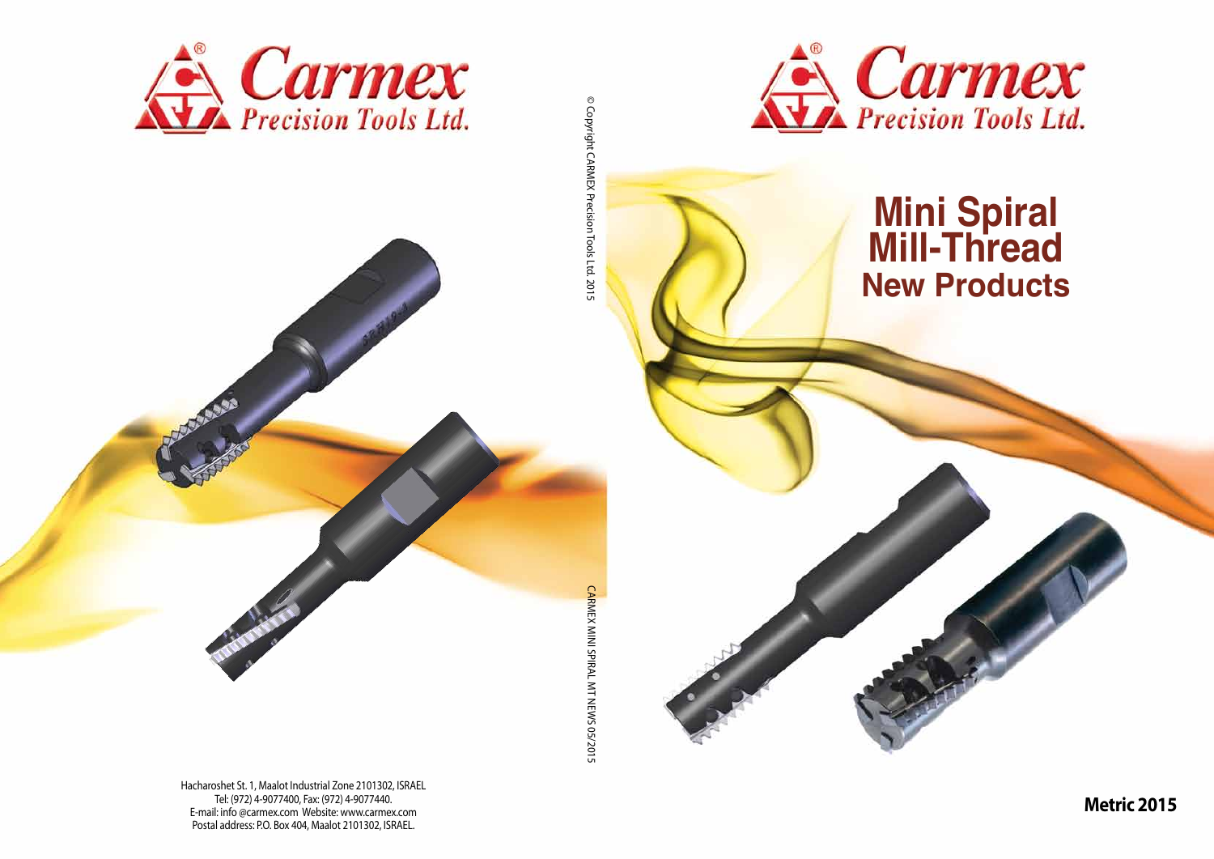Carmex Precision Tools Ltd.

Hacharoshet St. 1, Maalot Industrial Zone 2101302, ISRAEL
Tel: (972) 4-9077400, Fax: (972) 4-9077440.
E-mail: info @carmex.com Website: www.carmex.com
Postal address: P.O. Box 404, Maalot 2101302, ISRAEL.

© Copyright CARMEX Precision Tools Ltd. 2015

CARMEX MINI SPIRAL MT NEWS 05/2015

Carmex Precision Tools Ltd.

# Mini Spiral Mill-Thread

## New Products

**Metric 2015**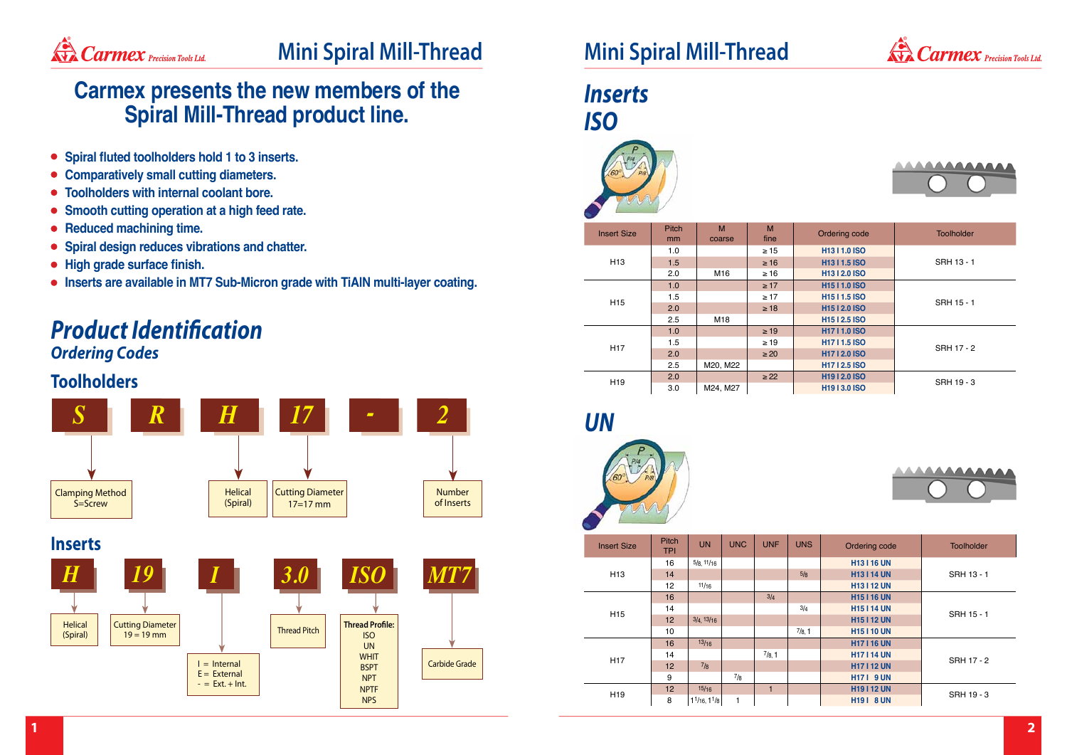# Mini Spiral Mill-Thread

## Carmex presents the new members of the Spiral Mill-Thread product line.

- Spiral fluted toolholders hold 1 to 3 inserts.
- Comparatively small cutting diameters.
- Toolholders with internal coolant bore.
- Smooth cutting operation at a high feed rate.
- Reduced machining time.
- Spiral design reduces vibrations and chatter.
- High grade surface finish.
- Inserts are available in MT7 Sub-Micron grade with TiAlN multi-layer coating.

## *Product Identification*

### *Ordering Codes*

### Toolholders

| S | R | H | 17 | - | 2 |
|---|---|---|---|---|---|
| Clamping Method S=Screw | | Helical (Spiral) | Cutting Diameter 17=17 mm | | Number of Inserts |

### Inserts

| H | 19 | I | 3.0 | ISO | MT7 |
|---|---|---|---|---|---|
| Helical (Spiral) | Cutting Diameter 19 = 19 mm | I = Internal<br>E = External<br>- = Ext. + Int. | Thread Pitch | Thread Profile:<br>ISO<br>UN<br>WHIT<br>BSPT<br>NPT<br>NPTF<br>NPS | Carbide Grade |

# Mini Spiral Mill-Thread

## *Inserts*

## *ISO*

| Insert Size | Pitch mm | M coarse | M fine | Ordering code | Toolholder |
|---|---|---|---|---|---|
| H13 | 1.0 | | ≥ 15 | H13 I 1.0 ISO | SRH 13 - 1 |
| | 1.5 | | ≥ 16 | H13 I 1.5 ISO | |
| | 2.0 | M16 | ≥ 16 | H13 I 2.0 ISO | |
| H15 | 1.0 | | ≥ 17 | H15 I 1.0 ISO | SRH 15 - 1 |
| | 1.5 | | ≥ 17 | H15 I 1.5 ISO | |
| | 2.0 | | ≥ 18 | H15 I 2.0 ISO | |
| | 2.5 | M18 | | H15 I 2.5 ISO | |
| H17 | 1.0 | | ≥ 19 | H17 I 1.0 ISO | SRH 17 - 2 |
| | 1.5 | | ≥ 19 | H17 I 1.5 ISO | |
| | 2.0 | | ≥ 20 | H17 I 2.0 ISO | |
| | 2.5 | M20, M22 | | H17 I 2.5 ISO | |
| H19 | 2.0 | | ≥ 22 | H19 I 2.0 ISO | SRH 19 - 3 |
| | 3.0 | M24, M27 | | H19 I 3.0 ISO | |

## *UN*

| Insert Size | Pitch TPI | UN | UNC | UNF | UNS | Ordering code | Toolholder |
|---|---|---|---|---|---|---|---|
| H13 | 16 | 5/8, 11/16 | | | | H13 I 16 UN | SRH 13 - 1 |
| | 14 | | | | 5/8 | H13 I 14 UN | |
| | 12 | 11/16 | | | | H13 I 12 UN | |
| H15 | 16 | | | 3/4 | | H15 I 16 UN | SRH 15 - 1 |
| | 14 | | | | 3/4 | H15 I 14 UN | |
| | 12 | 3/4, 13/16 | | | | H15 I 12 UN | |
| | 10 | | | | 7/8, 1 | H15 I 10 UN | |
| H17 | 16 | 13/16 | | | | H17 I 16 UN | SRH 17 - 2 |
| | 14 | | | 7/8, 1 | | H17 I 14 UN | |
| | 12 | 7/8 | | | | H17 I 12 UN | |
| | 9 | | 7/8 | | | H17 I 9 UN | |
| H19 | 12 | 15/16 | | 1 | | H19 I 12 UN | SRH 19 - 3 |
| | 8 | 1 1/16, 1 1/8 | 1 | | | H19 I 8 UN | |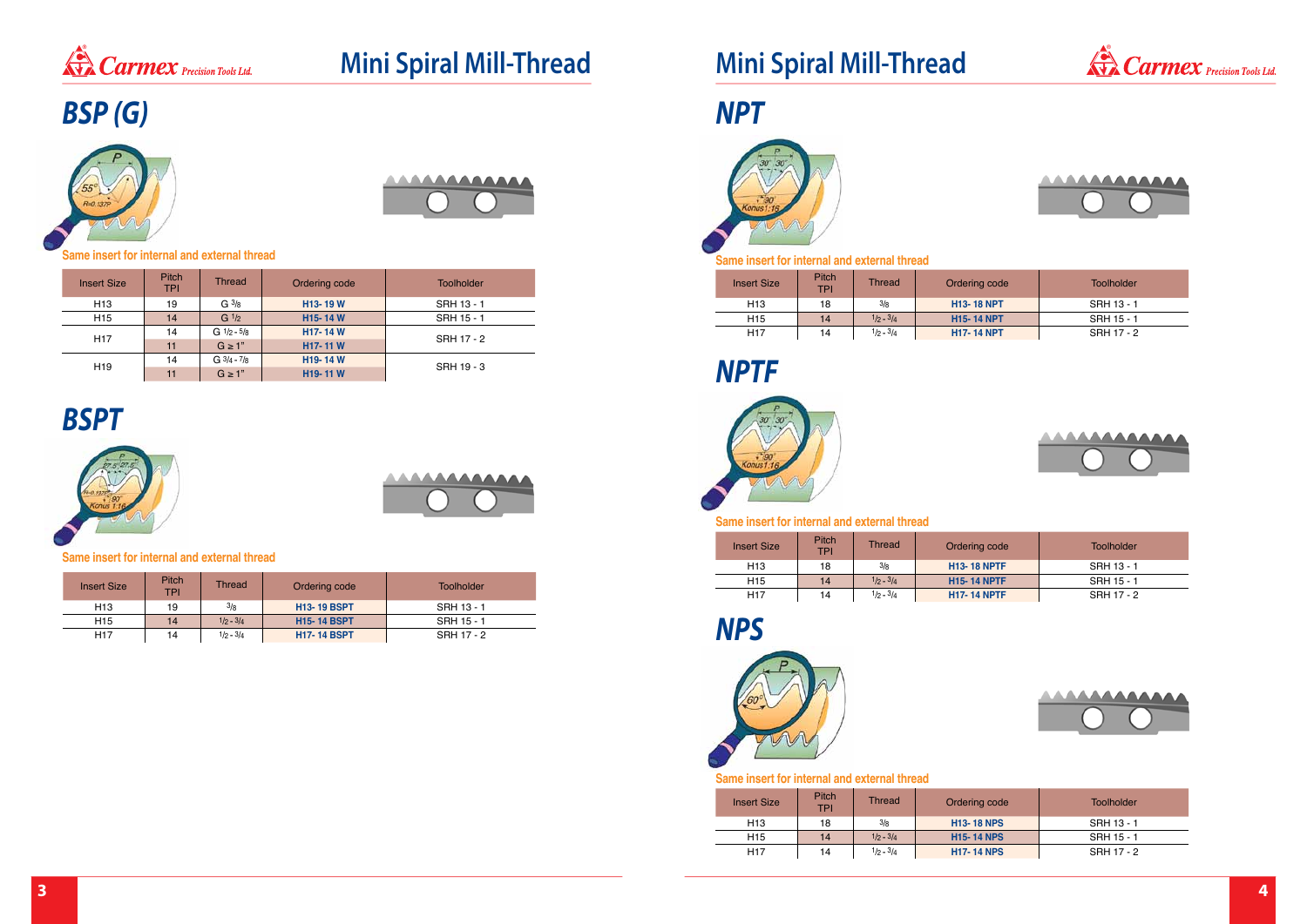# Mini Spiral Mill-Thread

## BSP (G)

Same insert for internal and external thread

| Insert Size | Pitch TPI | Thread | Ordering code | Toolholder |
|---|---|---|---|---|
| H13 | 19 | G 3/8 | **H13- 19 W** | SRH 13 - 1 |
| H15 | 14 | G 1/2 | **H15- 14 W** | SRH 15 - 1 |
| H17 | 14 | G 1/2 - 5/8 | **H17- 14 W** | SRH 17 - 2 |
| | 11 | G ≥ 1" | **H17- 11 W** | |
| H19 | 14 | G 3/4 - 7/8 | **H19- 14 W** | SRH 19 - 3 |
| | 11 | G ≥ 1" | **H19- 11 W** | |

## BSPT

Same insert for internal and external thread

| Insert Size | Pitch TPI | Thread | Ordering code | Toolholder |
|---|---|---|---|---|
| H13 | 19 | 3/8 | **H13- 19 BSPT** | SRH 13 - 1 |
| H15 | 14 | 1/2 - 3/4 | **H15- 14 BSPT** | SRH 15 - 1 |
| H17 | 14 | 1/2 - 3/4 | **H17- 14 BSPT** | SRH 17 - 2 |

# Mini Spiral Mill-Thread

## NPT

Same insert for internal and external thread

| Insert Size | Pitch TPI | Thread | Ordering code | Toolholder |
|---|---|---|---|---|
| H13 | 18 | 3/8 | **H13- 18 NPT** | SRH 13 - 1 |
| H15 | 14 | 1/2 - 3/4 | **H15- 14 NPT** | SRH 15 - 1 |
| H17 | 14 | 1/2 - 3/4 | **H17- 14 NPT** | SRH 17 - 2 |

## NPTF

Same insert for internal and external thread

| Insert Size | Pitch TPI | Thread | Ordering code | Toolholder |
|---|---|---|---|---|
| H13 | 18 | 3/8 | **H13- 18 NPTF** | SRH 13 - 1 |
| H15 | 14 | 1/2 - 3/4 | **H15- 14 NPTF** | SRH 15 - 1 |
| H17 | 14 | 1/2 - 3/4 | **H17- 14 NPTF** | SRH 17 - 2 |

## NPS

Same insert for internal and external thread

| Insert Size | Pitch TPI | Thread | Ordering code | Toolholder |
|---|---|---|---|---|
| H13 | 18 | 3/8 | **H13- 18 NPS** | SRH 13 - 1 |
| H15 | 14 | 1/2 - 3/4 | **H15- 14 NPS** | SRH 15 - 1 |
| H17 | 14 | 1/2 - 3/4 | **H17- 14 NPS** | SRH 17 - 2 |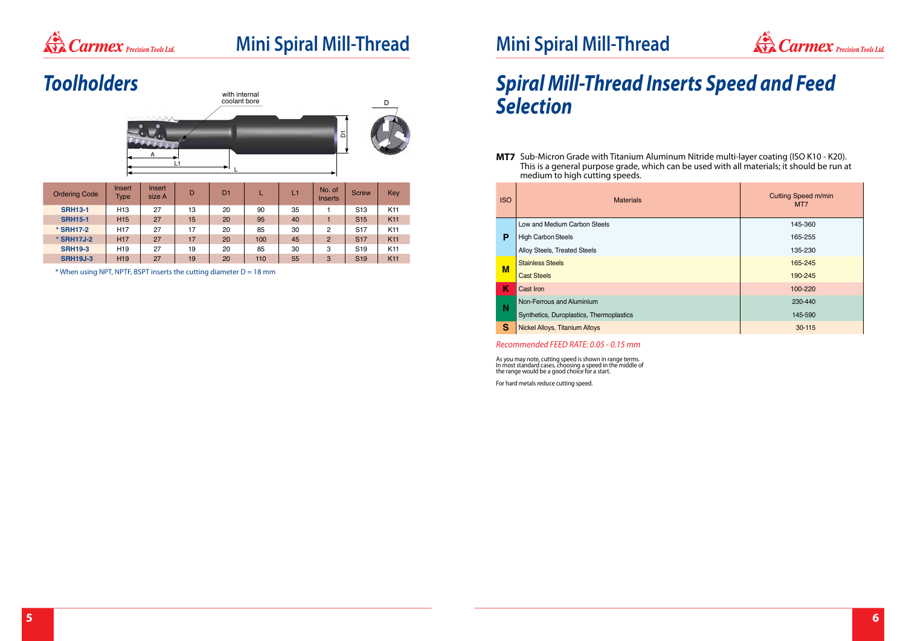## Toolholders

with internal coolant bore

D

D1

A

L1

L

| Ordering Code | Insert Type | Insert size A | D | D1 | L | L1 | No. of Inserts | Screw | Key |
|---|---|---|---|---|---|---|---|---|---|
| **SRH13-1** | H13 | 27 | 13 | 20 | 90 | 35 | 1 | S13 | K11 |
| **SRH15-1** | H15 | 27 | 15 | 20 | 95 | 40 | 1 | S15 | K11 |
| **\* SRH17-2** | H17 | 27 | 17 | 20 | 85 | 30 | 2 | S17 | K11 |
| **\* SRH17J-2** | H17 | 27 | 17 | 20 | 100 | 45 | 2 | S17 | K11 |
| **SRH19-3** | H19 | 27 | 19 | 20 | 85 | 30 | 3 | S19 | K11 |
| **SRH19J-3** | H19 | 27 | 19 | 20 | 110 | 55 | 3 | S19 | K11 |

* When using NPT, NPTF, BSPT inserts the cutting diameter D = 18 mm

## Spiral Mill-Thread Inserts Speed and Feed Selection

**MT7** Sub-Micron Grade with Titanium Aluminum Nitride multi-layer coating (ISO K10 - K20). This is a general purpose grade, which can be used with all materials; it should be run at medium to high cutting speeds.

| ISO | Materials | Cutting Speed m/min MT7 |
|---|---|---|
| **P** | Low and Medium Carbon Steels | 145-360 |
| | High Carbon Steels | 165-255 |
| | Alloy Steels, Treated Steels | 135-230 |
| **M** | Stainless Steels | 165-245 |
| | Cast Steels | 190-245 |
| **K** | Cast Iron | 100-220 |
| **N** | Non-Ferrous and Aluminium | 230-440 |
| | Synthetics, Duroplastics, Thermoplastics | 145-590 |
| **S** | Nickel Alloys, Titanium Alloys | 30-115 |

*Recommended FEED RATE: 0.05 - 0.15 mm*

As you may note, cutting speed is shown in range terms. In most standard cases, choosing a speed in the middle of the range would be a good choice for a start.

For hard metals reduce cutting speed.